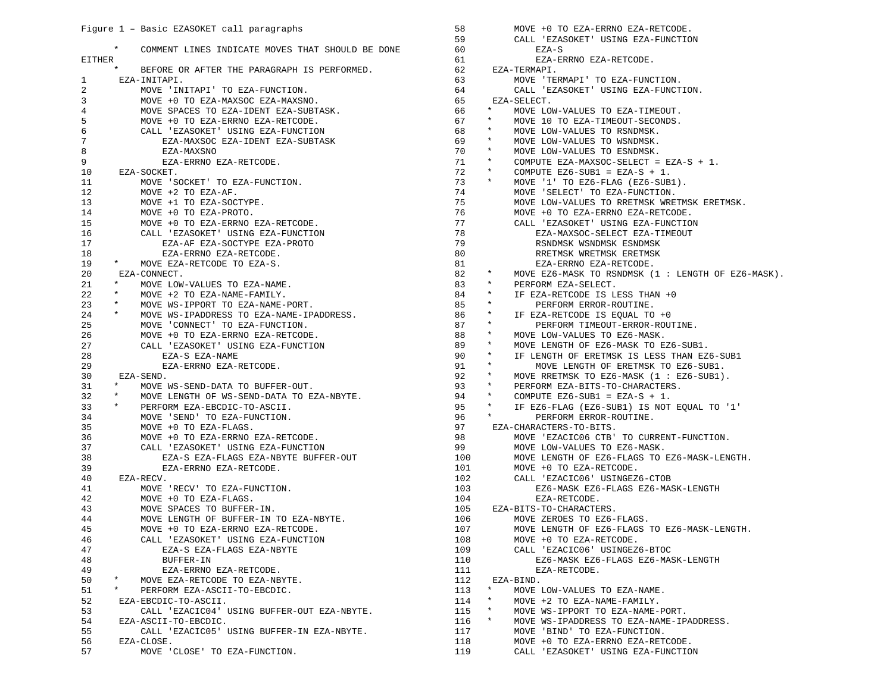Figure 1 – Basic EZASOKET call paragraphs

```
     *    COMMENT LINES INDICATE MOVES THAT SHOULD BE DONE
EITHER
     *    BEFORE OR AFTER THE PARAGRAPH IS PERFORMED.
1      EZA-INITAPI.
2          MOVE 'INITAPI' TO EZA-FUNCTION.
3          MOVE +0 TO EZA-MAXSOC EZA-MAXSNO.
4          MOVE SPACES TO EZA-IDENT EZA-SUBTASK.
5          MOVE +0 TO EZA-ERRNO EZA-RETCODE.
6          CALL 'EZASOKET' USING EZA-FUNCTION
7              EZA-MAXSOC EZA-IDENT EZA-SUBTASK
8              EZA-MAXSNO
9              EZA-ERRNO EZA-RETCODE.
10     EZA-SOCKET.
11         MOVE 'SOCKET' TO EZA-FUNCTION.
12         MOVE +2 TO EZA-AF.
13         MOVE +1 TO EZA-SOCTYPE.
14         MOVE +0 TO EZA-PROTO.
15         MOVE +0 TO EZA-ERRNO EZA-RETCODE.
16         CALL 'EZASOKET' USING EZA-FUNCTION
17             EZA-AF EZA-SOCTYPE EZA-PROTO
18             EZA-ERRNO EZA-RETCODE.
19    *    MOVE EZA-RETCODE TO EZA-S.
20     EZA-CONNECT.
21    *    MOVE LOW-VALUES TO EZA-NAME.
22    *    MOVE +2 TO EZA-NAME-FAMILY.
23    *    MOVE WS-IPPORT TO EZA-NAME-PORT.
24    *    MOVE WS-IPADDRESS TO EZA-NAME-IPADDRESS.
25         MOVE 'CONNECT' TO EZA-FUNCTION.
26         MOVE +0 TO EZA-ERRNO EZA-RETCODE.
27         CALL 'EZASOKET' USING EZA-FUNCTION
28             EZA-S EZA-NAME
29             EZA-ERRNO EZA-RETCODE.
30     EZA-SEND.
31    *    MOVE WS-SEND-DATA TO BUFFER-OUT.
32    *    MOVE LENGTH OF WS-SEND-DATA TO EZA-NBYTE.
33    *    PERFORM EZA-EBCDIC-TO-ASCII.
34         MOVE 'SEND' TO EZA-FUNCTION.
35         MOVE +0 TO EZA-FLAGS.
36         MOVE +0 TO EZA-ERRNO EZA-RETCODE.
37         CALL 'EZASOKET' USING EZA-FUNCTION
38             EZA-S EZA-FLAGS EZA-NBYTE BUFFER-OUT
39             EZA-ERRNO EZA-RETCODE.
40     EZA-RECV.
41         MOVE 'RECV' TO EZA-FUNCTION.
42         MOVE +0 TO EZA-FLAGS.
43         MOVE SPACES TO BUFFER-IN.
44         MOVE LENGTH OF BUFFER-IN TO EZA-NBYTE.
45         MOVE +0 TO EZA-ERRNO EZA-RETCODE.
46         CALL 'EZASOKET' USING EZA-FUNCTION
47             EZA-S EZA-FLAGS EZA-NBYTE
48             BUFFER-IN
49             EZA-ERRNO EZA-RETCODE.
50    *    MOVE EZA-RETCODE TO EZA-NBYTE.
51    *    PERFORM EZA-ASCII-TO-EBCDIC.
52     EZA-EBCDIC-TO-ASCII.
53         CALL 'EZACIC04' USING BUFFER-OUT EZA-NBYTE.
54     EZA-ASCII-TO-EBCDIC.
55         CALL 'EZACIC05' USING BUFFER-IN EZA-NBYTE.
56     EZA-CLOSE.
57         MOVE 'CLOSE' TO EZA-FUNCTION.
58         MOVE +0 TO EZA-ERRNO EZA-RETCODE.
59         CALL 'EZASOKET' USING EZA-FUNCTION
60             EZA-S
61             EZA-ERRNO EZA-RETCODE.
62     EZA-TERMAPI.
63         MOVE 'TERMAPI' TO EZA-FUNCTION.
64         CALL 'EZASOKET' USING EZA-FUNCTION.
65     EZA-SELECT.
66    *    MOVE LOW-VALUES TO EZA-TIMEOUT.
67    *    MOVE 10 TO EZA-TIMEOUT-SECONDS.
68    *    MOVE LOW-VALUES TO RSNDMSK.
69    *    MOVE LOW-VALUES TO WSNDMSK.
70    *    MOVE LOW-VALUES TO ESNDMSK.
71    *    COMPUTE EZA-MAXSOC-SELECT = EZA-S + 1.
72    *    COMPUTE EZ6-SUB1 = EZA-S + 1.
73    *    MOVE '1' TO EZ6-FLAG (EZ6-SUB1).
74         MOVE 'SELECT' TO EZA-FUNCTION.
75         MOVE LOW-VALUES TO RRETMSK WRETMSK ERETMSK.
76         MOVE +0 TO EZA-ERRNO EZA-RETCODE.
77         CALL 'EZASOKET' USING EZA-FUNCTION
78             EZA-MAXSOC-SELECT EZA-TIMEOUT
79             RSNDMSK WSNDMSK ESNDMSK
80             RRETMSK WRETMSK ERETMSK
81             EZA-ERRNO EZA-RETCODE.
82    *    MOVE EZ6-MASK TO RSNDMSK (1 : LENGTH OF EZ6-MASK).
83    *    PERFORM EZA-SELECT.
84    *    IF EZA-RETCODE IS LESS THAN +0
85    *        PERFORM ERROR-ROUTINE.
86    *    IF EZA-RETCODE IS EQUAL TO +0
87    *        PERFORM TIMEOUT-ERROR-ROUTINE.
88    *    MOVE LOW-VALUES TO EZ6-MASK.
89    *    MOVE LENGTH OF EZ6-MASK TO EZ6-SUB1.
90    *    IF LENGTH OF ERETMSK IS LESS THAN EZ6-SUB1
91    *        MOVE LENGTH OF ERETMSK TO EZ6-SUB1.
92    *    MOVE RRETMSK TO EZ6-MASK (1 : EZ6-SUB1).
93    *    PERFORM EZA-BITS-TO-CHARACTERS.
94    *    COMPUTE EZ6-SUB1 = EZA-S + 1.
95    *    IF EZ6-FLAG (EZ6-SUB1) IS NOT EQUAL TO '1'
96    *        PERFORM ERROR-ROUTINE.
97     EZA-CHARACTERS-TO-BITS.
98         MOVE 'EZACIC06 CTB' TO CURRENT-FUNCTION.
99         MOVE LOW-VALUES TO EZ6-MASK.
100        MOVE LENGTH OF EZ6-FLAGS TO EZ6-MASK-LENGTH.
101        MOVE +0 TO EZA-RETCODE.
102        CALL 'EZACIC06' USINGEZ6-CTOB
103            EZ6-MASK EZ6-FLAGS EZ6-MASK-LENGTH
104            EZA-RETCODE.
105    EZA-BITS-TO-CHARACTERS.
106        MOVE ZEROES TO EZ6-FLAGS.
107        MOVE LENGTH OF EZ6-FLAGS TO EZ6-MASK-LENGTH.
108        MOVE +0 TO EZA-RETCODE.
109        CALL 'EZACIC06' USINGEZ6-BTOC
110            EZ6-MASK EZ6-FLAGS EZ6-MASK-LENGTH
111            EZA-RETCODE.
112    EZA-BIND.
113   *    MOVE LOW-VALUES TO EZA-NAME.
114   *    MOVE +2 TO EZA-NAME-FAMILY.
115   *    MOVE WS-IPPORT TO EZA-NAME-PORT.
116   *    MOVE WS-IPADDRESS TO EZA-NAME-IPADDRESS.
117        MOVE 'BIND' TO EZA-FUNCTION.
118        MOVE +0 TO EZA-ERRNO EZA-RETCODE.
119        CALL 'EZASOKET' USING EZA-FUNCTION
```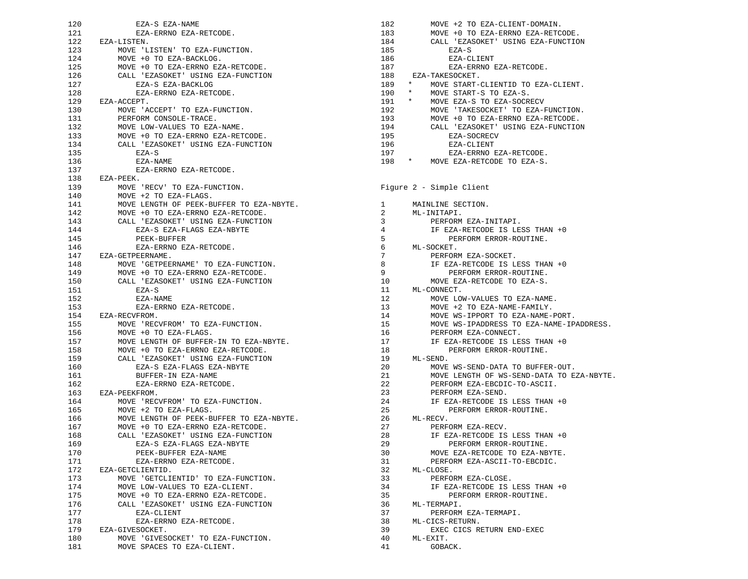```
120           EZA-S EZA-NAME
121           EZA-ERRNO EZA-RETCODE.
122    EZA-LISTEN.
123        MOVE 'LISTEN' TO EZA-FUNCTION.
124        MOVE +0 TO EZA-BACKLOG.
125        MOVE +0 TO EZA-ERRNO EZA-RETCODE.
126        CALL 'EZASOKET' USING EZA-FUNCTION
127            EZA-S EZA-BACKLOG
128            EZA-ERRNO EZA-RETCODE.
129    EZA-ACCEPT.
130        MOVE 'ACCEPT' TO EZA-FUNCTION.
131        PERFORM CONSOLE-TRACE.
132        MOVE LOW-VALUES TO EZA-NAME.
133        MOVE +0 TO EZA-ERRNO EZA-RETCODE.
134        CALL 'EZASOKET' USING EZA-FUNCTION
135            EZA-S
136            EZA-NAME
137            EZA-ERRNO EZA-RETCODE.
138    EZA-PEEK.
139        MOVE 'RECV' TO EZA-FUNCTION.
140        MOVE +2 TO EZA-FLAGS.
141        MOVE LENGTH OF PEEK-BUFFER TO EZA-NBYTE.
142        MOVE +0 TO EZA-ERRNO EZA-RETCODE.
143        CALL 'EZASOKET' USING EZA-FUNCTION
144            EZA-S EZA-FLAGS EZA-NBYTE
145            PEEK-BUFFER
146            EZA-ERRNO EZA-RETCODE.
147    EZA-GETPEERNAME.
148        MOVE 'GETPEERNAME' TO EZA-FUNCTION.
149        MOVE +0 TO EZA-ERRNO EZA-RETCODE.
150        CALL 'EZASOKET' USING EZA-FUNCTION
151            EZA-S
152            EZA-NAME
153            EZA-ERRNO EZA-RETCODE.
154    EZA-RECVFROM.
155        MOVE 'RECVFROM' TO EZA-FUNCTION.
156        MOVE +0 TO EZA-FLAGS.
157        MOVE LENGTH OF BUFFER-IN TO EZA-NBYTE.
158        MOVE +0 TO EZA-ERRNO EZA-RETCODE.
159        CALL 'EZASOKET' USING EZA-FUNCTION
160            EZA-S EZA-FLAGS EZA-NBYTE
161            BUFFER-IN EZA-NAME
162            EZA-ERRNO EZA-RETCODE.
163    EZA-PEEKFROM.
164        MOVE 'RECVFROM' TO EZA-FUNCTION.
165        MOVE +2 TO EZA-FLAGS.
166        MOVE LENGTH OF PEEK-BUFFER TO EZA-NBYTE.
167        MOVE +0 TO EZA-ERRNO EZA-RETCODE.
168        CALL 'EZASOKET' USING EZA-FUNCTION
169            EZA-S EZA-FLAGS EZA-NBYTE
170            PEEK-BUFFER EZA-NAME
171            EZA-ERRNO EZA-RETCODE.
172    EZA-GETCLIENTID.
173        MOVE 'GETCLIENTID' TO EZA-FUNCTION.
174        MOVE LOW-VALUES TO EZA-CLIENT.
175        MOVE +0 TO EZA-ERRNO EZA-RETCODE.
176        CALL 'EZASOKET' USING EZA-FUNCTION
177            EZA-CLIENT
178            EZA-ERRNO EZA-RETCODE.
179    EZA-GIVESOCKET.
180        MOVE 'GIVESOCKET' TO EZA-FUNCTION.
181        MOVE SPACES TO EZA-CLIENT.
182        MOVE +2 TO EZA-CLIENT-DOMAIN.
183        MOVE +0 TO EZA-ERRNO EZA-RETCODE.
184        CALL 'EZASOKET' USING EZA-FUNCTION
185            EZA-S
186            EZA-CLIENT
187            EZA-ERRNO EZA-RETCODE.
188    EZA-TAKESOCKET.
189  *     MOVE START-CLIENTID TO EZA-CLIENT.
190  *     MOVE START-S TO EZA-S.
191  *     MOVE EZA-S TO EZA-SOCRECV
192        MOVE 'TAKESOCKET' TO EZA-FUNCTION.
193        MOVE +0 TO EZA-ERRNO EZA-RETCODE.
194        CALL 'EZASOKET' USING EZA-FUNCTION
195            EZA-SOCRECV
196            EZA-CLIENT
197            EZA-ERRNO EZA-RETCODE.
198  *     MOVE EZA-RETCODE TO EZA-S.
```

Figure 2 - Simple Client

```
1      MAINLINE SECTION.
2      ML-INITAPI.
3          PERFORM EZA-INITAPI.
4          IF EZA-RETCODE IS LESS THAN +0
5              PERFORM ERROR-ROUTINE.
6      ML-SOCKET.
7          PERFORM EZA-SOCKET.
8          IF EZA-RETCODE IS LESS THAN +0
9              PERFORM ERROR-ROUTINE.
10         MOVE EZA-RETCODE TO EZA-S.
11     ML-CONNECT.
12         MOVE LOW-VALUES TO EZA-NAME.
13         MOVE +2 TO EZA-NAME-FAMILY.
14         MOVE WS-IPPORT TO EZA-NAME-PORT.
15         MOVE WS-IPADDRESS TO EZA-NAME-IPADDRESS.
16         PERFORM EZA-CONNECT.
17         IF EZA-RETCODE IS LESS THAN +0
18             PERFORM ERROR-ROUTINE.
19     ML-SEND.
20         MOVE WS-SEND-DATA TO BUFFER-OUT.
21         MOVE LENGTH OF WS-SEND-DATA TO EZA-NBYTE.
22         PERFORM EZA-EBCDIC-TO-ASCII.
23         PERFORM EZA-SEND.
24         IF EZA-RETCODE IS LESS THAN +0
25             PERFORM ERROR-ROUTINE.
26     ML-RECV.
27         PERFORM EZA-RECV.
28         IF EZA-RETCODE IS LESS THAN +0
29             PERFORM ERROR-ROUTINE.
30         MOVE EZA-RETCODE TO EZA-NBYTE.
31         PERFORM EZA-ASCII-TO-EBCDIC.
32     ML-CLOSE.
33         PERFORM EZA-CLOSE.
34         IF EZA-RETCODE IS LESS THAN +0
35             PERFORM ERROR-ROUTINE.
36     ML-TERMAPI.
37         PERFORM EZA-TERMAPI.
38     ML-CICS-RETURN.
39         EXEC CICS RETURN END-EXEC
40     ML-EXIT.
41         GOBACK.
```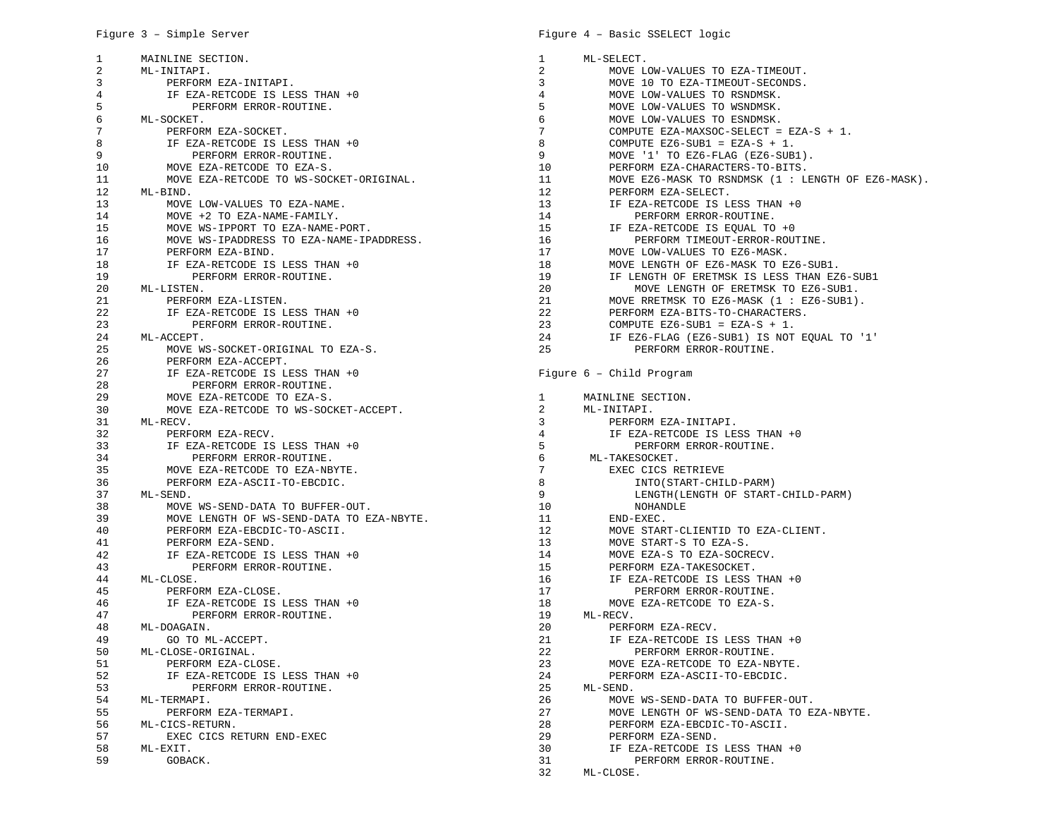Figure 3 – Simple Server

```
1      MAINLINE SECTION.
2      ML-INITAPI.
3          PERFORM EZA-INITAPI.
4          IF EZA-RETCODE IS LESS THAN +0
5              PERFORM ERROR-ROUTINE.
6      ML-SOCKET.
7          PERFORM EZA-SOCKET.
8          IF EZA-RETCODE IS LESS THAN +0
9              PERFORM ERROR-ROUTINE.
10         MOVE EZA-RETCODE TO EZA-S.
11         MOVE EZA-RETCODE TO WS-SOCKET-ORIGINAL.
12     ML-BIND.
13         MOVE LOW-VALUES TO EZA-NAME.
14         MOVE +2 TO EZA-NAME-FAMILY.
15         MOVE WS-IPPORT TO EZA-NAME-PORT.
16         MOVE WS-IPADDRESS TO EZA-NAME-IPADDRESS.
17         PERFORM EZA-BIND.
18         IF EZA-RETCODE IS LESS THAN +0
19             PERFORM ERROR-ROUTINE.
20     ML-LISTEN.
21         PERFORM EZA-LISTEN.
22         IF EZA-RETCODE IS LESS THAN +0
23             PERFORM ERROR-ROUTINE.
24     ML-ACCEPT.
25         MOVE WS-SOCKET-ORIGINAL TO EZA-S.
26         PERFORM EZA-ACCEPT.
27         IF EZA-RETCODE IS LESS THAN +0
28             PERFORM ERROR-ROUTINE.
29         MOVE EZA-RETCODE TO EZA-S.
30         MOVE EZA-RETCODE TO WS-SOCKET-ACCEPT.
31     ML-RECV.
32         PERFORM EZA-RECV.
33         IF EZA-RETCODE IS LESS THAN +0
34             PERFORM ERROR-ROUTINE.
35         MOVE EZA-RETCODE TO EZA-NBYTE.
36         PERFORM EZA-ASCII-TO-EBCDIC.
37     ML-SEND.
38         MOVE WS-SEND-DATA TO BUFFER-OUT.
39         MOVE LENGTH OF WS-SEND-DATA TO EZA-NBYTE.
40         PERFORM EZA-EBCDIC-TO-ASCII.
41         PERFORM EZA-SEND.
42         IF EZA-RETCODE IS LESS THAN +0
43             PERFORM ERROR-ROUTINE.
44     ML-CLOSE.
45         PERFORM EZA-CLOSE.
46         IF EZA-RETCODE IS LESS THAN +0
47             PERFORM ERROR-ROUTINE.
48     ML-DOAGAIN.
49         GO TO ML-ACCEPT.
50     ML-CLOSE-ORIGINAL.
51         PERFORM EZA-CLOSE.
52         IF EZA-RETCODE IS LESS THAN +0
53             PERFORM ERROR-ROUTINE.
54     ML-TERMAPI.
55         PERFORM EZA-TERMAPI.
56     ML-CICS-RETURN.
57         EXEC CICS RETURN END-EXEC
58     ML-EXIT.
59         GOBACK.
```

Figure 4 – Basic SSELECT logic

```
1      ML-SELECT.
2          MOVE LOW-VALUES TO EZA-TIMEOUT.
3          MOVE 10 TO EZA-TIMEOUT-SECONDS.
4          MOVE LOW-VALUES TO RSNDMSK.
5          MOVE LOW-VALUES TO WSNDMSK.
6          MOVE LOW-VALUES TO ESNDMSK.
7          COMPUTE EZA-MAXSOC-SELECT = EZA-S + 1.
8          COMPUTE EZ6-SUB1 = EZA-S + 1.
9          MOVE '1' TO EZ6-FLAG (EZ6-SUB1).
10         PERFORM EZA-CHARACTERS-TO-BITS.
11         MOVE EZ6-MASK TO RSNDMSK (1 : LENGTH OF EZ6-MASK).
12         PERFORM EZA-SELECT.
13         IF EZA-RETCODE IS LESS THAN +0
14             PERFORM ERROR-ROUTINE.
15         IF EZA-RETCODE IS EQUAL TO +0
16             PERFORM TIMEOUT-ERROR-ROUTINE.
17         MOVE LOW-VALUES TO EZ6-MASK.
18         MOVE LENGTH OF EZ6-MASK TO EZ6-SUB1.
19         IF LENGTH OF ERETMSK IS LESS THAN EZ6-SUB1
20             MOVE LENGTH OF ERETMSK TO EZ6-SUB1.
21         MOVE RRETMSK TO EZ6-MASK (1 : EZ6-SUB1).
22         PERFORM EZA-BITS-TO-CHARACTERS.
23         COMPUTE EZ6-SUB1 = EZA-S + 1.
24         IF EZ6-FLAG (EZ6-SUB1) IS NOT EQUAL TO '1'
25             PERFORM ERROR-ROUTINE.
```

Figure 6 – Child Program

```
1      MAINLINE SECTION.
2      ML-INITAPI.
3          PERFORM EZA-INITAPI.
4          IF EZA-RETCODE IS LESS THAN +0
5              PERFORM ERROR-ROUTINE.
6       ML-TAKESOCKET.
7          EXEC CICS RETRIEVE
8              INTO(START-CHILD-PARM)
9              LENGTH(LENGTH OF START-CHILD-PARM)
10             NOHANDLE
11         END-EXEC.
12         MOVE START-CLIENTID TO EZA-CLIENT.
13         MOVE START-S TO EZA-S.
14         MOVE EZA-S TO EZA-SOCRECV.
15         PERFORM EZA-TAKESOCKET.
16         IF EZA-RETCODE IS LESS THAN +0
17             PERFORM ERROR-ROUTINE.
18         MOVE EZA-RETCODE TO EZA-S.
19     ML-RECV.
20         PERFORM EZA-RECV.
21         IF EZA-RETCODE IS LESS THAN +0
22             PERFORM ERROR-ROUTINE.
23         MOVE EZA-RETCODE TO EZA-NBYTE.
24         PERFORM EZA-ASCII-TO-EBCDIC.
25     ML-SEND.
26         MOVE WS-SEND-DATA TO BUFFER-OUT.
27         MOVE LENGTH OF WS-SEND-DATA TO EZA-NBYTE.
28         PERFORM EZA-EBCDIC-TO-ASCII.
29         PERFORM EZA-SEND.
30         IF EZA-RETCODE IS LESS THAN +0
31             PERFORM ERROR-ROUTINE.
32     ML-CLOSE.
```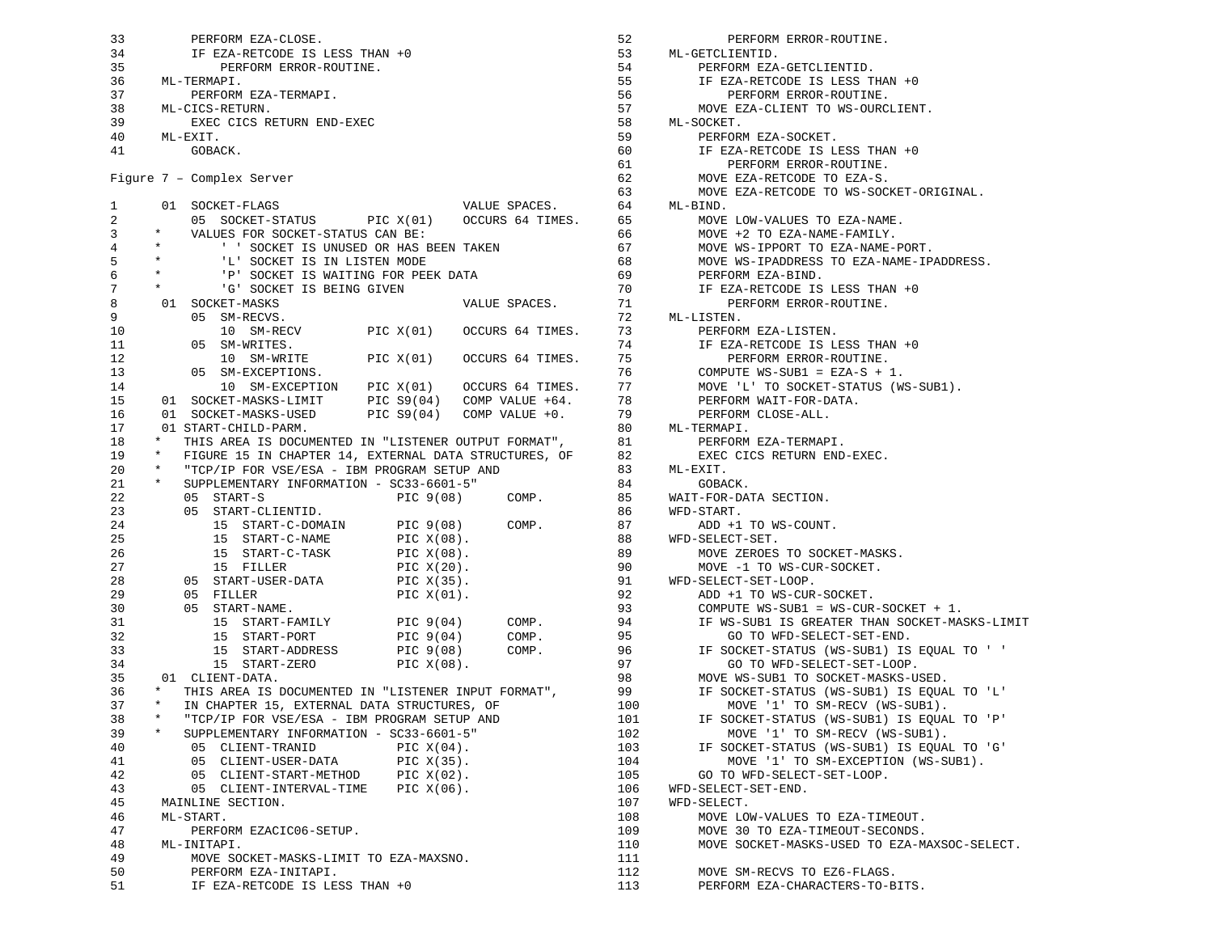```
33        PERFORM EZA-CLOSE.
34        IF EZA-RETCODE IS LESS THAN +0
35            PERFORM ERROR-ROUTINE.
36    ML-TERMAPI.
37        PERFORM EZA-TERMAPI.
38    ML-CICS-RETURN.
39        EXEC CICS RETURN END-EXEC
40    ML-EXIT.
41        GOBACK.
```

Figure 7 – Complex Server

```
1      01  SOCKET-FLAGS                         VALUE SPACES.
2          05  SOCKET-STATUS       PIC X(01)    OCCURS 64 TIMES.
3      *   VALUES FOR SOCKET-STATUS CAN BE:
4      *       ' ' SOCKET IS UNUSED OR HAS BEEN TAKEN
5      *       'L' SOCKET IS IN LISTEN MODE
6      *       'P' SOCKET IS WAITING FOR PEEK DATA
7      *       'G' SOCKET IS BEING GIVEN
8      01  SOCKET-MASKS                         VALUE SPACES.
9          05  SM-RECVS.
10             10  SM-RECV         PIC X(01)    OCCURS 64 TIMES.
11         05  SM-WRITES.
12             10  SM-WRITE        PIC X(01)    OCCURS 64 TIMES.
13         05  SM-EXCEPTIONS.
14             10  SM-EXCEPTION    PIC X(01)    OCCURS 64 TIMES.
15     01  SOCKET-MASKS-LIMIT      PIC S9(04)   COMP VALUE +64.
16     01  SOCKET-MASKS-USED       PIC S9(04)   COMP VALUE +0.
17     01 START-CHILD-PARM.
18     *  THIS AREA IS DOCUMENTED IN "LISTENER OUTPUT FORMAT",
19     *  FIGURE 15 IN CHAPTER 14, EXTERNAL DATA STRUCTURES, OF
20     *  "TCP/IP FOR VSE/ESA - IBM PROGRAM SETUP AND
21     *  SUPPLEMENTARY INFORMATION - SC33-6601-5"
22        05  START-S                 PIC 9(08)      COMP.
23        05  START-CLIENTID.
24            15  START-C-DOMAIN      PIC 9(08)      COMP.
25            15  START-C-NAME        PIC X(08).
26            15  START-C-TASK        PIC X(08).
27            15  FILLER              PIC X(20).
28        05  START-USER-DATA         PIC X(35).
29        05  FILLER                  PIC X(01).
30        05  START-NAME.
31            15  START-FAMILY        PIC 9(04)      COMP.
32            15  START-PORT          PIC 9(04)      COMP.
33            15  START-ADDRESS       PIC 9(08)      COMP.
34            15  START-ZERO          PIC X(08).
35     01  CLIENT-DATA.
36     *  THIS AREA IS DOCUMENTED IN "LISTENER INPUT FORMAT",
37     *  IN CHAPTER 15, EXTERNAL DATA STRUCTURES, OF
38     *  "TCP/IP FOR VSE/ESA - IBM PROGRAM SETUP AND
39     *  SUPPLEMENTARY INFORMATION - SC33-6601-5"
40         05  CLIENT-TRANID          PIC X(04).
41         05  CLIENT-USER-DATA       PIC X(35).
42         05  CLIENT-START-METHOD    PIC X(02).
43         05  CLIENT-INTERVAL-TIME   PIC X(06).
45     MAINLINE SECTION.
46     ML-START.
47         PERFORM EZACIC06-SETUP.
48     ML-INITAPI.
49         MOVE SOCKET-MASKS-LIMIT TO EZA-MAXSNO.
50         PERFORM EZA-INITAPI.
51         IF EZA-RETCODE IS LESS THAN +0
52             PERFORM ERROR-ROUTINE.
53     ML-GETCLIENTID.
54         PERFORM EZA-GETCLIENTID.
55         IF EZA-RETCODE IS LESS THAN +0
56             PERFORM ERROR-ROUTINE.
57         MOVE EZA-CLIENT TO WS-OURCLIENT.
58     ML-SOCKET.
59         PERFORM EZA-SOCKET.
60         IF EZA-RETCODE IS LESS THAN +0
61             PERFORM ERROR-ROUTINE.
62         MOVE EZA-RETCODE TO EZA-S.
63         MOVE EZA-RETCODE TO WS-SOCKET-ORIGINAL.
64     ML-BIND.
65         MOVE LOW-VALUES TO EZA-NAME.
66         MOVE +2 TO EZA-NAME-FAMILY.
67         MOVE WS-IPPORT TO EZA-NAME-PORT.
68         MOVE WS-IPADDRESS TO EZA-NAME-IPADDRESS.
69         PERFORM EZA-BIND.
70         IF EZA-RETCODE IS LESS THAN +0
71             PERFORM ERROR-ROUTINE.
72     ML-LISTEN.
73         PERFORM EZA-LISTEN.
74         IF EZA-RETCODE IS LESS THAN +0
75             PERFORM ERROR-ROUTINE.
76         COMPUTE WS-SUB1 = EZA-S + 1.
77         MOVE 'L' TO SOCKET-STATUS (WS-SUB1).
78         PERFORM WAIT-FOR-DATA.
79         PERFORM CLOSE-ALL.
80     ML-TERMAPI.
81         PERFORM EZA-TERMAPI.
82         EXEC CICS RETURN END-EXEC.
83     ML-EXIT.
84         GOBACK.
85     WAIT-FOR-DATA SECTION.
86     WFD-START.
87         ADD +1 TO WS-COUNT.
88     WFD-SELECT-SET.
89         MOVE ZEROES TO SOCKET-MASKS.
90         MOVE -1 TO WS-CUR-SOCKET.
91     WFD-SELECT-SET-LOOP.
92         ADD +1 TO WS-CUR-SOCKET.
93         COMPUTE WS-SUB1 = WS-CUR-SOCKET + 1.
94         IF WS-SUB1 IS GREATER THAN SOCKET-MASKS-LIMIT
95             GO TO WFD-SELECT-SET-END.
96         IF SOCKET-STATUS (WS-SUB1) IS EQUAL TO ' '
97             GO TO WFD-SELECT-SET-LOOP.
98         MOVE WS-SUB1 TO SOCKET-MASKS-USED.
99         IF SOCKET-STATUS (WS-SUB1) IS EQUAL TO 'L'
100            MOVE '1' TO SM-RECV (WS-SUB1).
101        IF SOCKET-STATUS (WS-SUB1) IS EQUAL TO 'P'
102            MOVE '1' TO SM-RECV (WS-SUB1).
103        IF SOCKET-STATUS (WS-SUB1) IS EQUAL TO 'G'
104            MOVE '1' TO SM-EXCEPTION (WS-SUB1).
105        GO TO WFD-SELECT-SET-LOOP.
106    WFD-SELECT-SET-END.
107    WFD-SELECT.
108        MOVE LOW-VALUES TO EZA-TIMEOUT.
109        MOVE 30 TO EZA-TIMEOUT-SECONDS.
110        MOVE SOCKET-MASKS-USED TO EZA-MAXSOC-SELECT.
111
112        MOVE SM-RECVS TO EZ6-FLAGS.
113        PERFORM EZA-CHARACTERS-TO-BITS.
```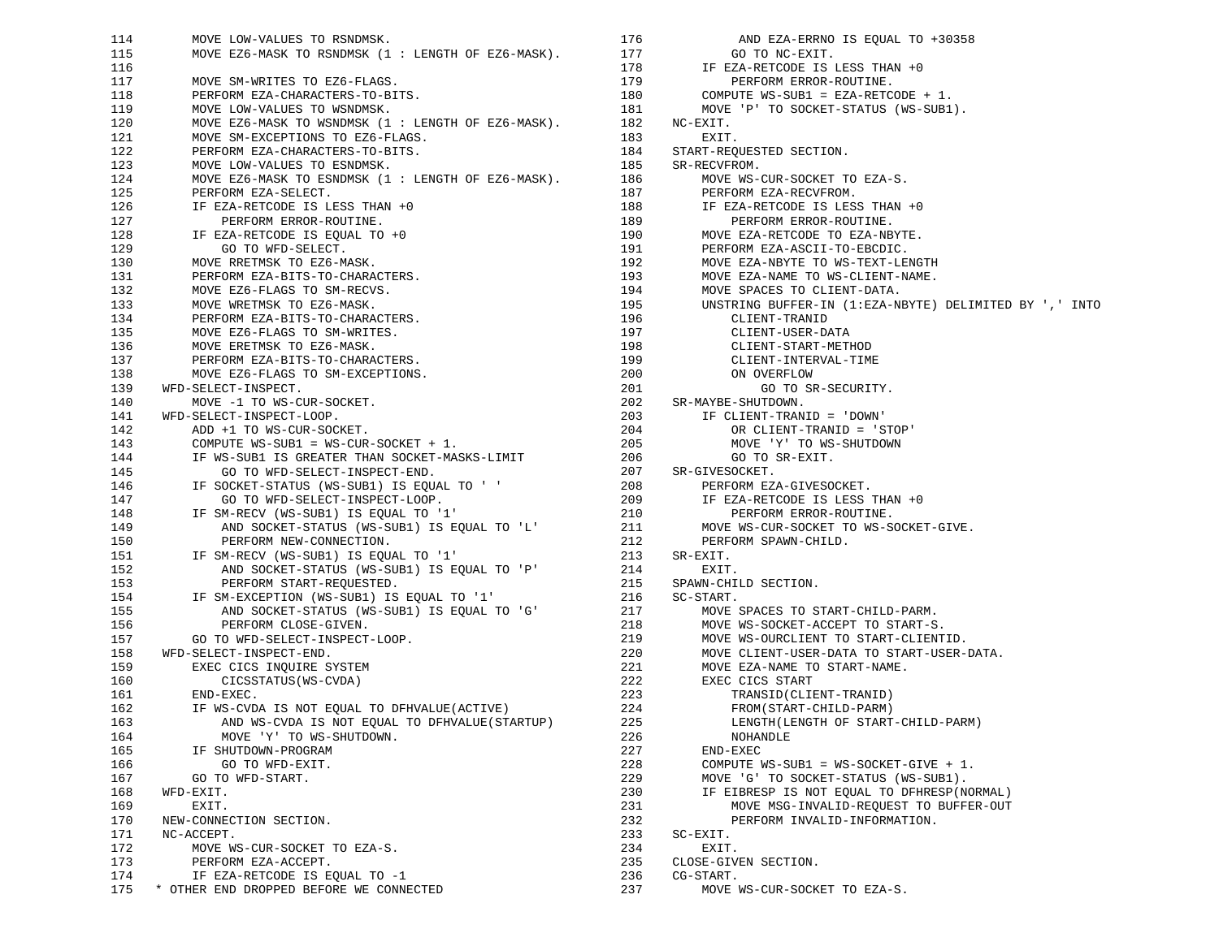```
114         MOVE LOW-VALUES TO RSNDMSK.
115         MOVE EZ6-MASK TO RSNDMSK (1 : LENGTH OF EZ6-MASK).
116
117         MOVE SM-WRITES TO EZ6-FLAGS.
118         PERFORM EZA-CHARACTERS-TO-BITS.
119         MOVE LOW-VALUES TO WSNDMSK.
120         MOVE EZ6-MASK TO WSNDMSK (1 : LENGTH OF EZ6-MASK).
121         MOVE SM-EXCEPTIONS TO EZ6-FLAGS.
122         PERFORM EZA-CHARACTERS-TO-BITS.
123         MOVE LOW-VALUES TO ESNDMSK.
124         MOVE EZ6-MASK TO ESNDMSK (1 : LENGTH OF EZ6-MASK).
125         PERFORM EZA-SELECT.
126         IF EZA-RETCODE IS LESS THAN +0
127             PERFORM ERROR-ROUTINE.
128         IF EZA-RETCODE IS EQUAL TO +0
129             GO TO WFD-SELECT.
130         MOVE RRETMSK TO EZ6-MASK.
131         PERFORM EZA-BITS-TO-CHARACTERS.
132         MOVE EZ6-FLAGS TO SM-RECVS.
133         MOVE WRETMSK TO EZ6-MASK.
134         PERFORM EZA-BITS-TO-CHARACTERS.
135         MOVE EZ6-FLAGS TO SM-WRITES.
136         MOVE ERETMSK TO EZ6-MASK.
137         PERFORM EZA-BITS-TO-CHARACTERS.
138         MOVE EZ6-FLAGS TO SM-EXCEPTIONS.
139     WFD-SELECT-INSPECT.
140         MOVE -1 TO WS-CUR-SOCKET.
141     WFD-SELECT-INSPECT-LOOP.
142         ADD +1 TO WS-CUR-SOCKET.
143         COMPUTE WS-SUB1 = WS-CUR-SOCKET + 1.
144         IF WS-SUB1 IS GREATER THAN SOCKET-MASKS-LIMIT
145             GO TO WFD-SELECT-INSPECT-END.
146         IF SOCKET-STATUS (WS-SUB1) IS EQUAL TO ' '
147             GO TO WFD-SELECT-INSPECT-LOOP.
148         IF SM-RECV (WS-SUB1) IS EQUAL TO '1'
149             AND SOCKET-STATUS (WS-SUB1) IS EQUAL TO 'L'
150             PERFORM NEW-CONNECTION.
151         IF SM-RECV (WS-SUB1) IS EQUAL TO '1'
152             AND SOCKET-STATUS (WS-SUB1) IS EQUAL TO 'P'
153             PERFORM START-REQUESTED.
154         IF SM-EXCEPTION (WS-SUB1) IS EQUAL TO '1'
155             AND SOCKET-STATUS (WS-SUB1) IS EQUAL TO 'G'
156             PERFORM CLOSE-GIVEN.
157         GO TO WFD-SELECT-INSPECT-LOOP.
158     WFD-SELECT-INSPECT-END.
159         EXEC CICS INQUIRE SYSTEM
160             CICSSTATUS(WS-CVDA)
161         END-EXEC.
162         IF WS-CVDA IS NOT EQUAL TO DFHVALUE(ACTIVE)
163             AND WS-CVDA IS NOT EQUAL TO DFHVALUE(STARTUP)
164             MOVE 'Y' TO WS-SHUTDOWN.
165         IF SHUTDOWN-PROGRAM
166             GO TO WFD-EXIT.
167         GO TO WFD-START.
168     WFD-EXIT.
169         EXIT.
170     NEW-CONNECTION SECTION.
171     NC-ACCEPT.
172         MOVE WS-CUR-SOCKET TO EZA-S.
173         PERFORM EZA-ACCEPT.
174         IF EZA-RETCODE IS EQUAL TO -1
175   * OTHER END DROPPED BEFORE WE CONNECTED
176              AND EZA-ERRNO IS EQUAL TO +30358
177             GO TO NC-EXIT.
178         IF EZA-RETCODE IS LESS THAN +0
179             PERFORM ERROR-ROUTINE.
180         COMPUTE WS-SUB1 = EZA-RETCODE + 1.
181         MOVE 'P' TO SOCKET-STATUS (WS-SUB1).
182     NC-EXIT.
183         EXIT.
184     START-REQUESTED SECTION.
185     SR-RECVFROM.
186         MOVE WS-CUR-SOCKET TO EZA-S.
187         PERFORM EZA-RECVFROM.
188         IF EZA-RETCODE IS LESS THAN +0
189             PERFORM ERROR-ROUTINE.
190         MOVE EZA-RETCODE TO EZA-NBYTE.
191         PERFORM EZA-ASCII-TO-EBCDIC.
192         MOVE EZA-NBYTE TO WS-TEXT-LENGTH
193         MOVE EZA-NAME TO WS-CLIENT-NAME.
194         MOVE SPACES TO CLIENT-DATA.
195         UNSTRING BUFFER-IN (1:EZA-NBYTE) DELIMITED BY ',' INTO
196             CLIENT-TRANID
197             CLIENT-USER-DATA
198             CLIENT-START-METHOD
199             CLIENT-INTERVAL-TIME
200             ON OVERFLOW
201                 GO TO SR-SECURITY.
202     SR-MAYBE-SHUTDOWN.
203         IF CLIENT-TRANID = 'DOWN'
204             OR CLIENT-TRANID = 'STOP'
205             MOVE 'Y' TO WS-SHUTDOWN
206             GO TO SR-EXIT.
207     SR-GIVESOCKET.
208         PERFORM EZA-GIVESOCKET.
209         IF EZA-RETCODE IS LESS THAN +0
210             PERFORM ERROR-ROUTINE.
211         MOVE WS-CUR-SOCKET TO WS-SOCKET-GIVE.
212         PERFORM SPAWN-CHILD.
213     SR-EXIT.
214         EXIT.
215     SPAWN-CHILD SECTION.
216     SC-START.
217         MOVE SPACES TO START-CHILD-PARM.
218         MOVE WS-SOCKET-ACCEPT TO START-S.
219         MOVE WS-OURCLIENT TO START-CLIENTID.
220         MOVE CLIENT-USER-DATA TO START-USER-DATA.
221         MOVE EZA-NAME TO START-NAME.
222         EXEC CICS START
223             TRANSID(CLIENT-TRANID)
224             FROM(START-CHILD-PARM)
225             LENGTH(LENGTH OF START-CHILD-PARM)
226             NOHANDLE
227         END-EXEC
228         COMPUTE WS-SUB1 = WS-SOCKET-GIVE + 1.
229         MOVE 'G' TO SOCKET-STATUS (WS-SUB1).
230         IF EIBRESP IS NOT EQUAL TO DFHRESP(NORMAL)
231             MOVE MSG-INVALID-REQUEST TO BUFFER-OUT
232             PERFORM INVALID-INFORMATION.
233     SC-EXIT.
234         EXIT.
235     CLOSE-GIVEN SECTION.
236     CG-START.
237         MOVE WS-CUR-SOCKET TO EZA-S.
```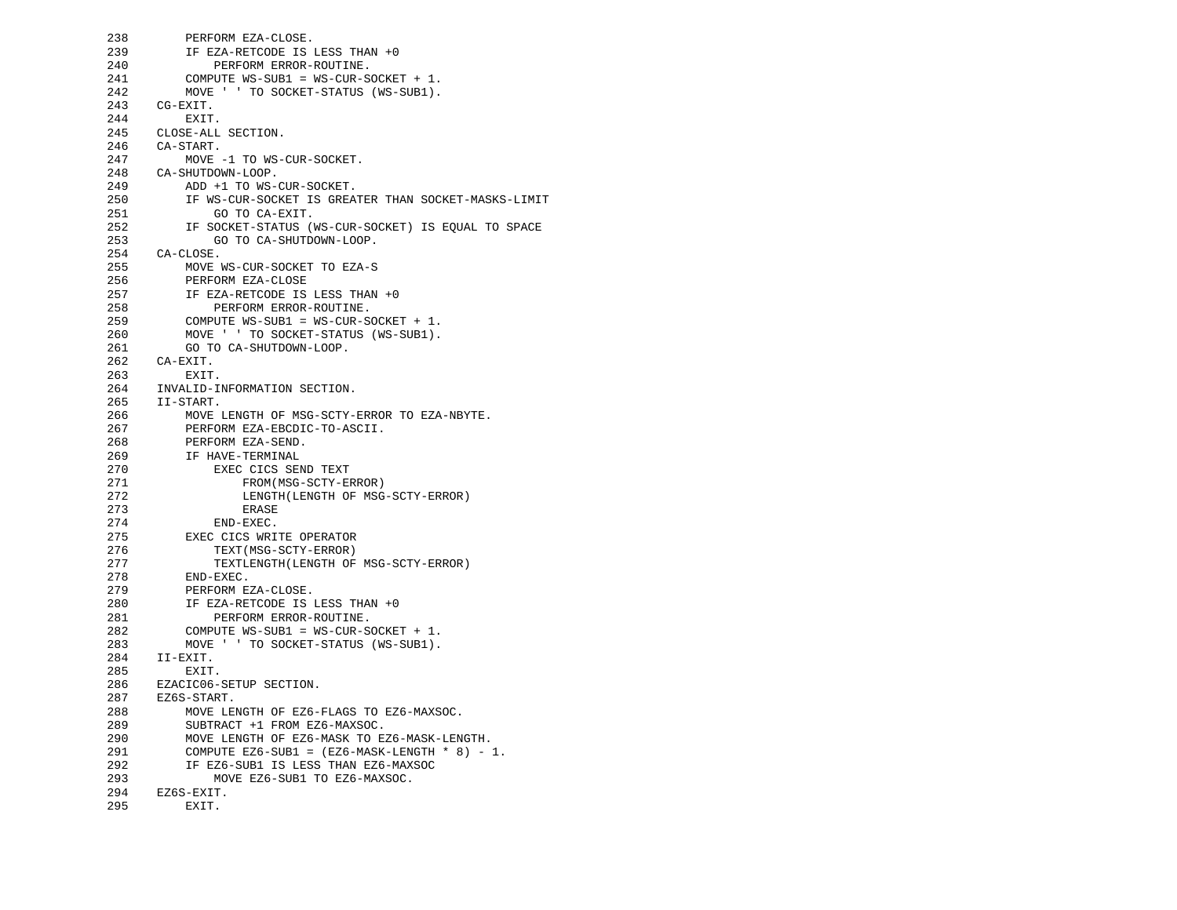```
238        PERFORM EZA-CLOSE.
239        IF EZA-RETCODE IS LESS THAN +0
240            PERFORM ERROR-ROUTINE.
241        COMPUTE WS-SUB1 = WS-CUR-SOCKET + 1.
242        MOVE ' ' TO SOCKET-STATUS (WS-SUB1).
243    CG-EXIT.
244        EXIT.
245    CLOSE-ALL SECTION.
246    CA-START.
247        MOVE -1 TO WS-CUR-SOCKET.
248    CA-SHUTDOWN-LOOP.
249        ADD +1 TO WS-CUR-SOCKET.
250        IF WS-CUR-SOCKET IS GREATER THAN SOCKET-MASKS-LIMIT
251            GO TO CA-EXIT.
252        IF SOCKET-STATUS (WS-CUR-SOCKET) IS EQUAL TO SPACE
253            GO TO CA-SHUTDOWN-LOOP.
254    CA-CLOSE.
255        MOVE WS-CUR-SOCKET TO EZA-S
256        PERFORM EZA-CLOSE
257        IF EZA-RETCODE IS LESS THAN +0
258            PERFORM ERROR-ROUTINE.
259        COMPUTE WS-SUB1 = WS-CUR-SOCKET + 1.
260        MOVE ' ' TO SOCKET-STATUS (WS-SUB1).
261        GO TO CA-SHUTDOWN-LOOP.
262    CA-EXIT.
263        EXIT.
264    INVALID-INFORMATION SECTION.
265    II-START.
266        MOVE LENGTH OF MSG-SCTY-ERROR TO EZA-NBYTE.
267        PERFORM EZA-EBCDIC-TO-ASCII.
268        PERFORM EZA-SEND.
269        IF HAVE-TERMINAL
270            EXEC CICS SEND TEXT
271                FROM(MSG-SCTY-ERROR)
272                LENGTH(LENGTH OF MSG-SCTY-ERROR)
273                ERASE
274            END-EXEC.
275        EXEC CICS WRITE OPERATOR
276            TEXT(MSG-SCTY-ERROR)
277            TEXTLENGTH(LENGTH OF MSG-SCTY-ERROR)
278        END-EXEC.
279        PERFORM EZA-CLOSE.
280        IF EZA-RETCODE IS LESS THAN +0
281            PERFORM ERROR-ROUTINE.
282        COMPUTE WS-SUB1 = WS-CUR-SOCKET + 1.
283        MOVE ' ' TO SOCKET-STATUS (WS-SUB1).
284    II-EXIT.
285        EXIT.
286    EZACIC06-SETUP SECTION.
287    EZ6S-START.
288        MOVE LENGTH OF EZ6-FLAGS TO EZ6-MAXSOC.
289        SUBTRACT +1 FROM EZ6-MAXSOC.
290        MOVE LENGTH OF EZ6-MASK TO EZ6-MASK-LENGTH.
291        COMPUTE EZ6-SUB1 = (EZ6-MASK-LENGTH * 8) - 1.
292        IF EZ6-SUB1 IS LESS THAN EZ6-MAXSOC
293            MOVE EZ6-SUB1 TO EZ6-MAXSOC.
294    EZ6S-EXIT.
295        EXIT.
```